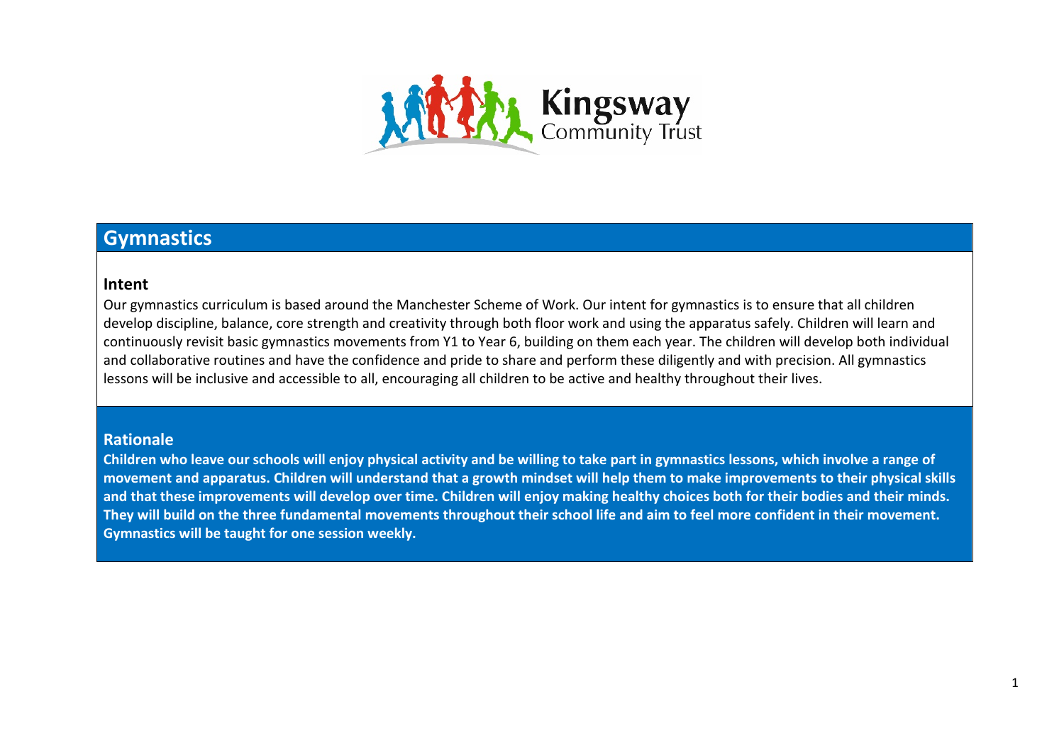Kingsway Community Trust

# Gymnastics

## Intent

Our gymnastics curriculum is based around the Manchester Scheme of Work. Our intent for gymnastics is to ensure that all children develop discipline, balance, core strength and creativity through both floor work and using the apparatus safely. Children will learn and continuously revisit basic gymnastics movements from Y1 to Year 6, building on them each year. The children will develop both individual and collaborative routines and have the confidence and pride to share and perform these diligently and with precision. All gymnastics lessons will be inclusive and accessible to all, encouraging all children to be active and healthy throughout their lives.

## Rationale

**Children who leave our schools will enjoy physical activity and be willing to take part in gymnastics lessons, which involve a range of movement and apparatus. Children will understand that a growth mindset will help them to make improvements to their physical skills and that these improvements will develop over time. Children will enjoy making healthy choices both for their bodies and their minds. They will build on the three fundamental movements throughout their school life and aim to feel more confident in their movement. Gymnastics will be taught for one session weekly.**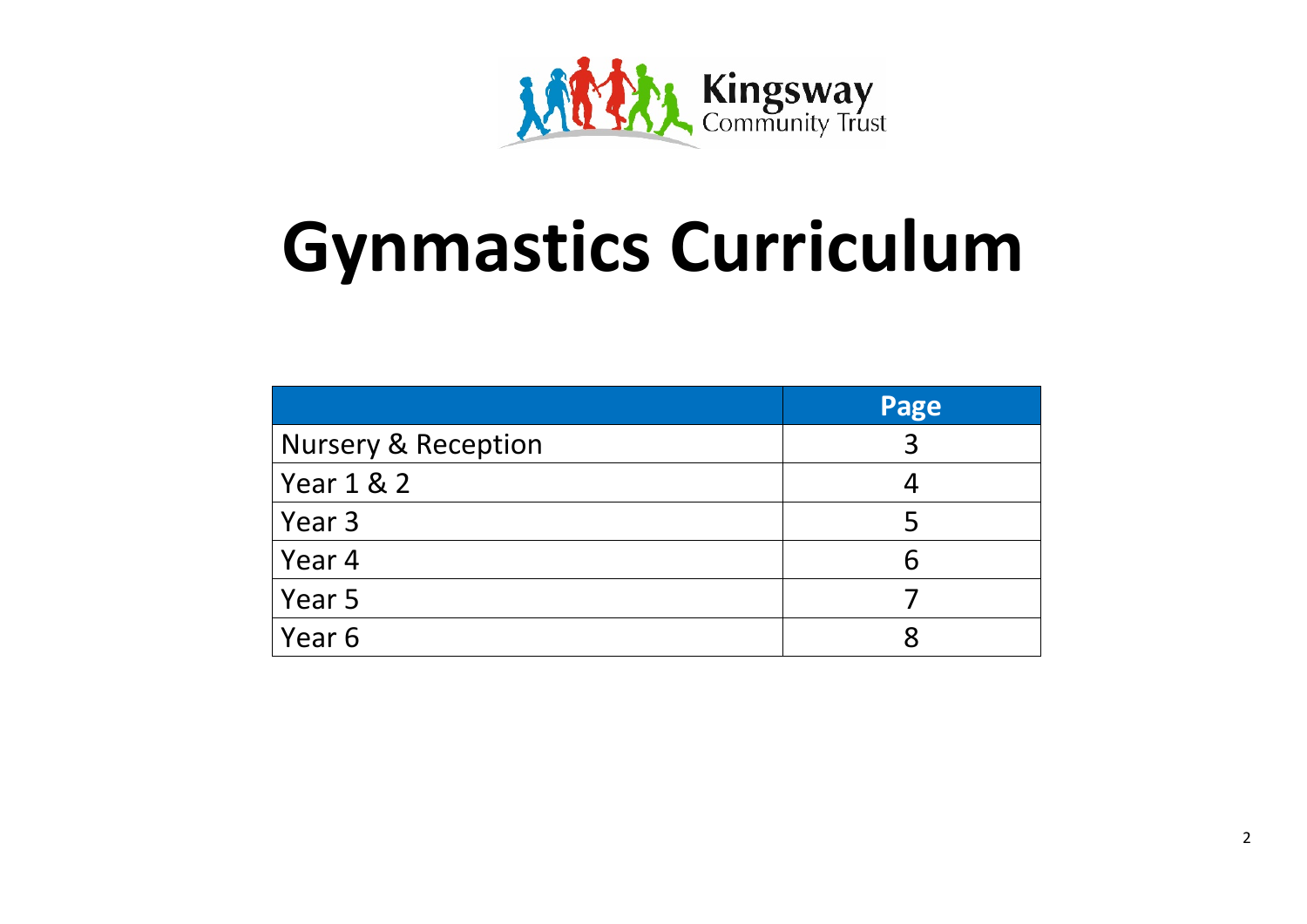Kingsway Community Trust

# Gynmastics Curriculum

| | Page |
|---|---|
| Nursery & Reception | 3 |
| Year 1 & 2 | 4 |
| Year 3 | 5 |
| Year 4 | 6 |
| Year 5 | 7 |
| Year 6 | 8 |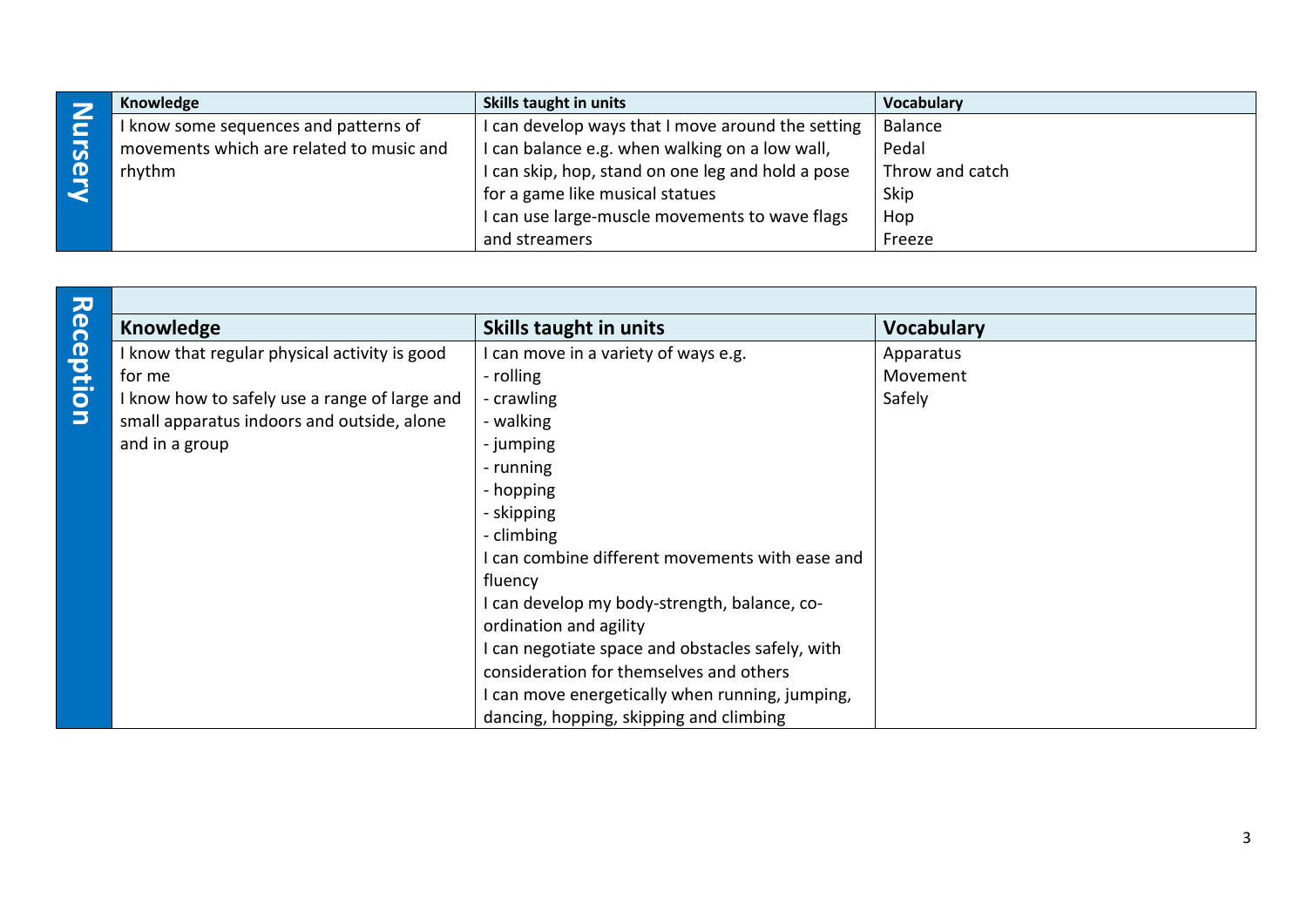## Nursery

| Knowledge | Skills taught in units | Vocabulary |
| --- | --- | --- |
| I know some sequences and patterns of movements which are related to music and rhythm | I can develop ways that I move around the setting<br>I can balance e.g. when walking on a low wall,<br>I can skip, hop, stand on one leg and hold a pose for a game like musical statues<br>I can use large-muscle movements to wave flags and streamers | Balance<br>Pedal<br>Throw and catch<br>Skip<br>Hop<br>Freeze |

## Reception

| Knowledge | Skills taught in units | Vocabulary |
| --- | --- | --- |
| I know that regular physical activity is good for me<br>I know how to safely use a range of large and small apparatus indoors and outside, alone and in a group | I can move in a variety of ways e.g.<br>- rolling<br>- crawling<br>- walking<br>- jumping<br>- running<br>- hopping<br>- skipping<br>- climbing<br>I can combine different movements with ease and fluency<br>I can develop my body-strength, balance, co-ordination and agility<br>I can negotiate space and obstacles safely, with consideration for themselves and others<br>I can move energetically when running, jumping, dancing, hopping, skipping and climbing | Apparatus<br>Movement<br>Safely |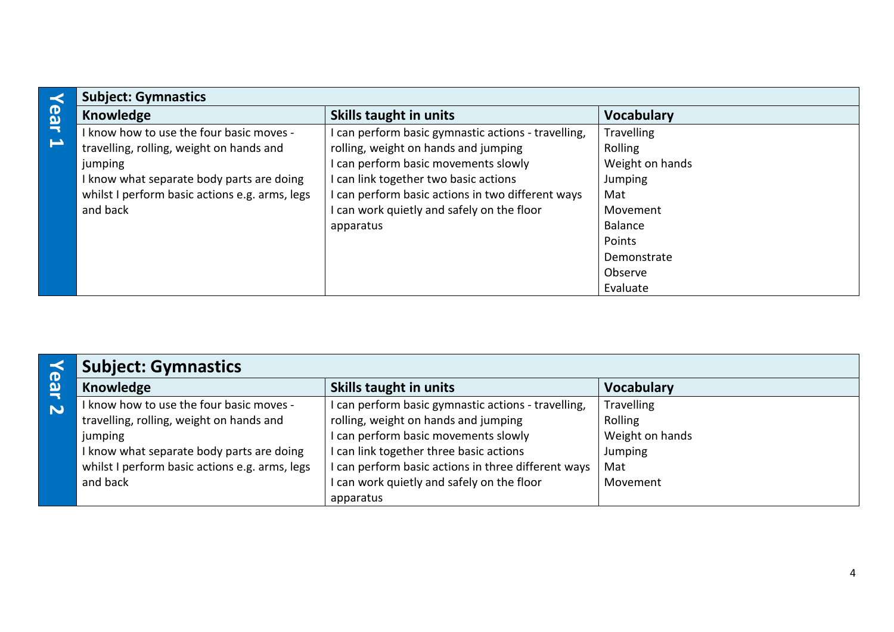## Year 1

| Subject: Gymnastics | | |
|---|---|---|
| **Knowledge** | **Skills taught in units** | **Vocabulary** |
| I know how to use the four basic moves - travelling, rolling, weight on hands and jumping<br>I know what separate body parts are doing whilst I perform basic actions e.g. arms, legs and back | I can perform basic gymnastic actions - travelling, rolling, weight on hands and jumping<br>I can perform basic movements slowly<br>I can link together two basic actions<br>I can perform basic actions in two different ways<br>I can work quietly and safely on the floor apparatus | Travelling<br>Rolling<br>Weight on hands<br>Jumping<br>Mat<br>Movement<br>Balance<br>Points<br>Demonstrate<br>Observe<br>Evaluate |

## Year 2

| Subject: Gymnastics | | |
|---|---|---|
| **Knowledge** | **Skills taught in units** | **Vocabulary** |
| I know how to use the four basic moves - travelling, rolling, weight on hands and jumping<br>I know what separate body parts are doing whilst I perform basic actions e.g. arms, legs and back | I can perform basic gymnastic actions - travelling, rolling, weight on hands and jumping<br>I can perform basic movements slowly<br>I can link together three basic actions<br>I can perform basic actions in three different ways<br>I can work quietly and safely on the floor apparatus | Travelling<br>Rolling<br>Weight on hands<br>Jumping<br>Mat<br>Movement |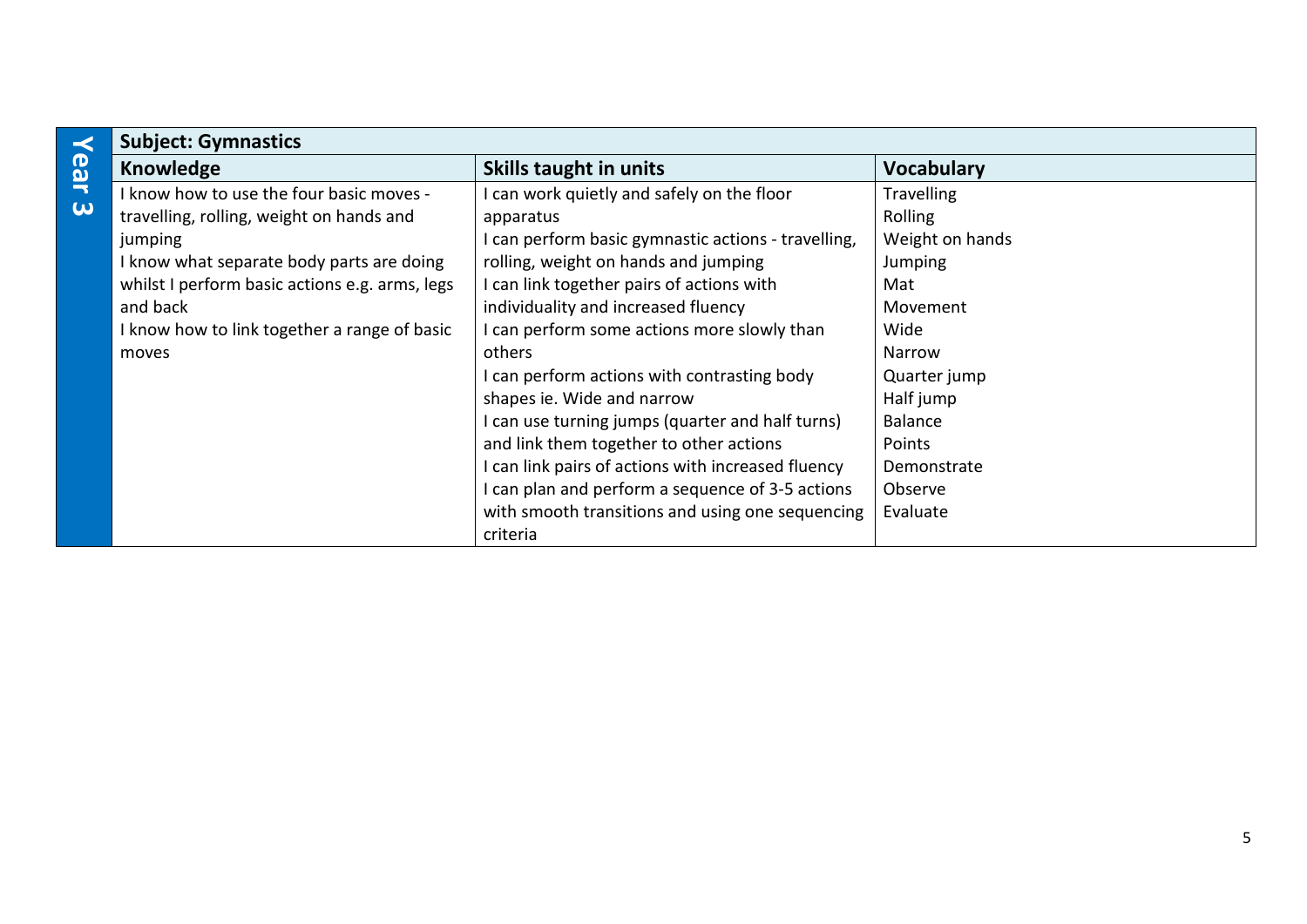**Year 3**

**Subject: Gymnastics**

| Knowledge | Skills taught in units | Vocabulary |
|---|---|---|
| I know how to use the four basic moves - travelling, rolling, weight on hands and jumping<br>I know what separate body parts are doing whilst I perform basic actions e.g. arms, legs and back<br>I know how to link together a range of basic moves | I can work quietly and safely on the floor apparatus<br>I can perform basic gymnastic actions - travelling, rolling, weight on hands and jumping<br>I can link together pairs of actions with individuality and increased fluency<br>I can perform some actions more slowly than others<br>I can perform actions with contrasting body shapes ie. Wide and narrow<br>I can use turning jumps (quarter and half turns) and link them together to other actions<br>I can link pairs of actions with increased fluency<br>I can plan and perform a sequence of 3-5 actions with smooth transitions and using one sequencing criteria | Travelling<br>Rolling<br>Weight on hands<br>Jumping<br>Mat<br>Movement<br>Wide<br>Narrow<br>Quarter jump<br>Half jump<br>Balance<br>Points<br>Demonstrate<br>Observe<br>Evaluate |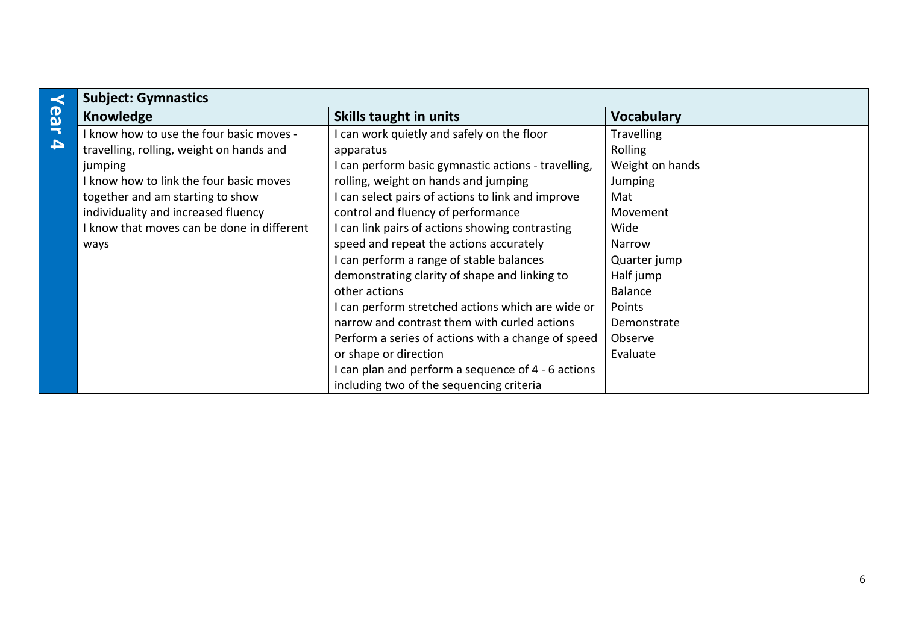**Year 4**

| Subject: Gymnastics | | |
|---|---|---|
| **Knowledge** | **Skills taught in units** | **Vocabulary** |
| I know how to use the four basic moves - travelling, rolling, weight on hands and jumping<br>I know how to link the four basic moves together and am starting to show individuality and increased fluency<br>I know that moves can be done in different ways | I can work quietly and safely on the floor apparatus<br>I can perform basic gymnastic actions - travelling, rolling, weight on hands and jumping<br>I can select pairs of actions to link and improve control and fluency of performance<br>I can link pairs of actions showing contrasting speed and repeat the actions accurately<br>I can perform a range of stable balances demonstrating clarity of shape and linking to other actions<br>I can perform stretched actions which are wide or narrow and contrast them with curled actions<br>Perform a series of actions with a change of speed or shape or direction<br>I can plan and perform a sequence of 4 - 6 actions including two of the sequencing criteria | Travelling<br>Rolling<br>Weight on hands<br>Jumping<br>Mat<br>Movement<br>Wide<br>Narrow<br>Quarter jump<br>Half jump<br>Balance<br>Points<br>Demonstrate<br>Observe<br>Evaluate |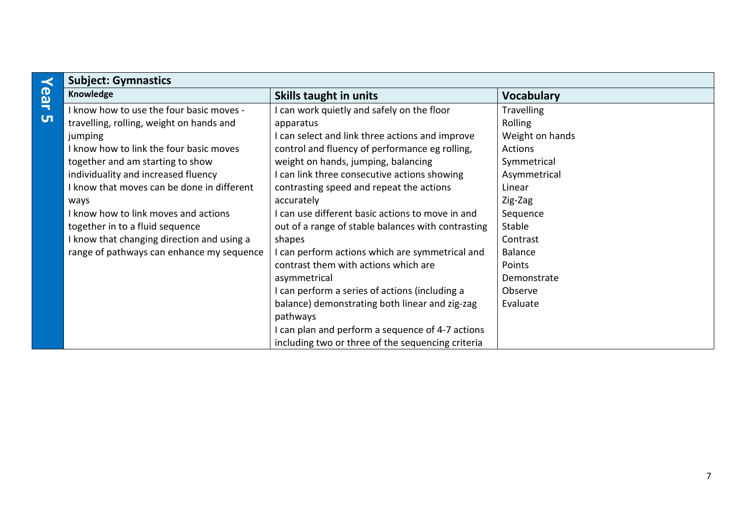**Year 5**

| Subject: Gymnastics | | |
|---|---|---|
| **Knowledge** | **Skills taught in units** | **Vocabulary** |
| I know how to use the four basic moves - travelling, rolling, weight on hands and jumping<br>I know how to link the four basic moves together and am starting to show individuality and increased fluency<br>I know that moves can be done in different ways<br>I know how to link moves and actions together in to a fluid sequence<br>I know that changing direction and using a range of pathways can enhance my sequence | I can work quietly and safely on the floor apparatus<br>I can select and link three actions and improve control and fluency of performance eg rolling, weight on hands, jumping, balancing<br>I can link three consecutive actions showing contrasting speed and repeat the actions accurately<br>I can use different basic actions to move in and out of a range of stable balances with contrasting shapes<br>I can perform actions which are symmetrical and contrast them with actions which are asymmetrical<br>I can perform a series of actions (including a balance) demonstrating both linear and zig-zag pathways<br>I can plan and perform a sequence of 4-7 actions including two or three of the sequencing criteria | Travelling<br>Rolling<br>Weight on hands<br>Actions<br>Symmetrical<br>Asymmetrical<br>Linear<br>Zig-Zag<br>Sequence<br>Stable<br>Contrast<br>Balance<br>Points<br>Demonstrate<br>Observe<br>Evaluate |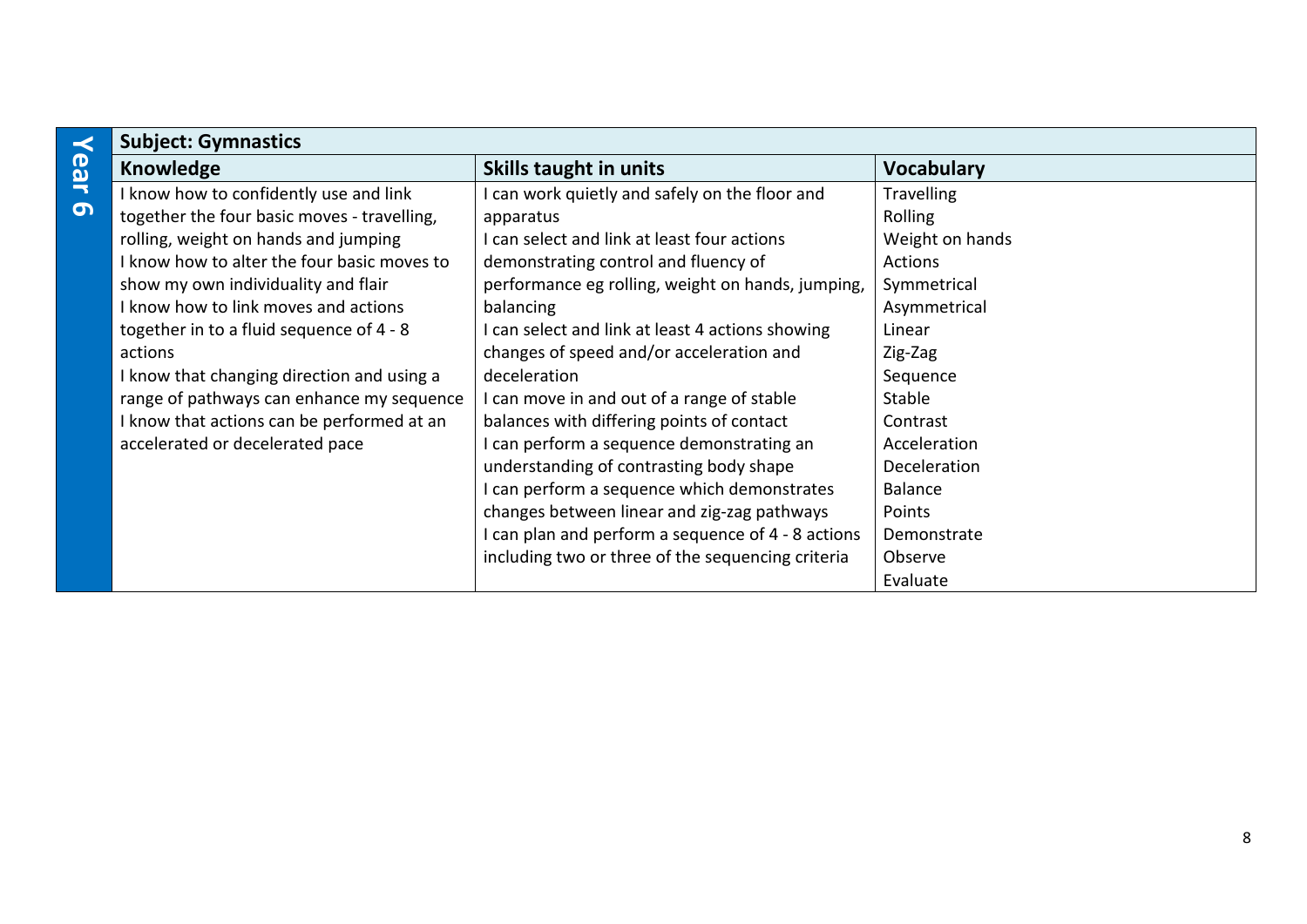| Year 6 | Subject: Gymnastics | | |
|---|---|---|---|
| | **Knowledge** | **Skills taught in units** | **Vocabulary** |
| | I know how to confidently use and link together the four basic moves - travelling, rolling, weight on hands and jumping<br>I know how to alter the four basic moves to show my own individuality and flair<br>I know how to link moves and actions together in to a fluid sequence of 4 - 8 actions<br>I know that changing direction and using a range of pathways can enhance my sequence<br>I know that actions can be performed at an accelerated or decelerated pace | I can work quietly and safely on the floor and apparatus<br>I can select and link at least four actions demonstrating control and fluency of performance eg rolling, weight on hands, jumping, balancing<br>I can select and link at least 4 actions showing changes of speed and/or acceleration and deceleration<br>I can move in and out of a range of stable balances with differing points of contact<br>I can perform a sequence demonstrating an understanding of contrasting body shape<br>I can perform a sequence which demonstrates changes between linear and zig-zag pathways<br>I can plan and perform a sequence of 4 - 8 actions including two or three of the sequencing criteria | Travelling<br>Rolling<br>Weight on hands<br>Actions<br>Symmetrical<br>Asymmetrical<br>Linear<br>Zig-Zag<br>Sequence<br>Stable<br>Contrast<br>Acceleration<br>Deceleration<br>Balance<br>Points<br>Demonstrate<br>Observe<br>Evaluate |